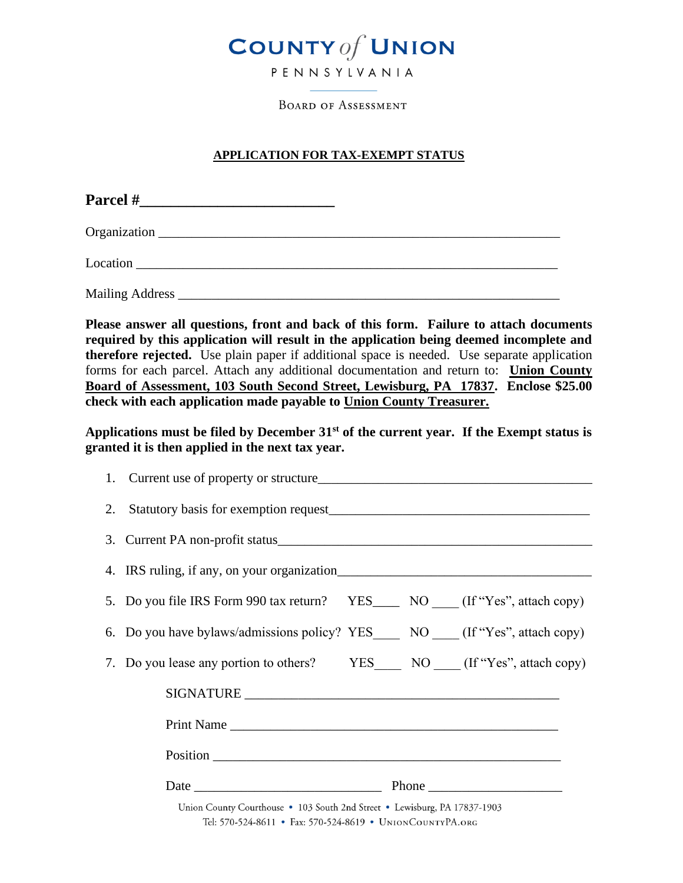# COUNTY *of* UNION

PENNSYLVANIA

BOARD OF ASSESSMENT

## APPLICATION FOR TAX-EXEMPT STATUS

**Parcel #\_\_\_\_\_\_\_\_\_\_\_\_\_\_\_\_\_\_\_\_\_\_\_\_\_**

Organization \_\_\_\_\_\_\_\_\_\_\_\_\_\_\_\_\_\_\_\_\_\_\_\_\_\_\_\_\_\_\_\_\_\_\_\_\_\_\_\_\_\_\_\_\_\_\_\_\_\_\_\_\_\_\_\_\_\_\_\_

Location \_\_\_\_\_\_\_\_\_\_\_\_\_\_\_\_\_\_\_\_\_\_\_\_\_\_\_\_\_\_\_\_\_\_\_\_\_\_\_\_\_\_\_\_\_\_\_\_\_\_\_\_\_\_\_\_\_\_\_\_\_\_\_

Mailing Address \_\_\_\_\_\_\_\_\_\_\_\_\_\_\_\_\_\_\_\_\_\_\_\_\_\_\_\_\_\_\_\_\_\_\_\_\_\_\_\_\_\_\_\_\_\_\_\_\_\_\_\_\_\_\_\_

**Please answer all questions, front and back of this form. Failure to attach documents required by this application will result in the application being deemed incomplete and therefore rejected.** Use plain paper if additional space is needed. Use separate application forms for each parcel. Attach any additional documentation and return to: **<u>Union County Board of Assessment, 103 South Second Street, Lewisburg, PA 17837</u>. Enclose $25.00 check with each application made payable to <u>Union County Treasurer.</u>**

**Applications must be filed by December 31st of the current year. If the Exempt status is granted it is then applied in the next tax year.**

1. Current use of property or structure\_\_\_\_\_\_\_\_\_\_\_\_\_\_\_\_\_\_\_\_\_\_\_\_\_\_\_\_\_\_\_\_\_\_\_\_\_\_\_\_
2. Statutory basis for exemption request\_\_\_\_\_\_\_\_\_\_\_\_\_\_\_\_\_\_\_\_\_\_\_\_\_\_\_\_\_\_\_\_\_\_\_\_\_\_
3. Current PA non-profit status\_\_\_\_\_\_\_\_\_\_\_\_\_\_\_\_\_\_\_\_\_\_\_\_\_\_\_\_\_\_\_\_\_\_\_\_\_\_\_\_\_\_\_\_\_\_
4. IRS ruling, if any, on your organization\_\_\_\_\_\_\_\_\_\_\_\_\_\_\_\_\_\_\_\_\_\_\_\_\_\_\_\_\_\_\_\_\_\_\_\_\_
5. Do you file IRS Form 990 tax return? YES\_\_\_\_ NO \_\_\_\_ (If "Yes", attach copy)
6. Do you have bylaws/admissions policy? YES\_\_\_\_ NO \_\_\_\_ (If "Yes", attach copy)
7. Do you lease any portion to others? YES\_\_\_\_ NO \_\_\_\_ (If "Yes", attach copy)

SIGNATURE \_\_\_\_\_\_\_\_\_\_\_\_\_\_\_\_\_\_\_\_\_\_\_\_\_\_\_\_\_\_\_\_\_\_\_\_\_\_\_\_\_\_\_\_\_\_

Print Name \_\_\_\_\_\_\_\_\_\_\_\_\_\_\_\_\_\_\_\_\_\_\_\_\_\_\_\_\_\_\_\_\_\_\_\_\_\_\_\_\_\_\_\_\_\_

Position \_\_\_\_\_\_\_\_\_\_\_\_\_\_\_\_\_\_\_\_\_\_\_\_\_\_\_\_\_\_\_\_\_\_\_\_\_\_\_\_\_\_\_\_\_\_\_\_\_

Date \_\_\_\_\_\_\_\_\_\_\_\_\_\_\_\_\_\_\_\_\_\_\_\_\_\_\_\_ Phone \_\_\_\_\_\_\_\_\_\_\_\_\_\_\_\_\_\_\_\_

Union County Courthouse • 103 South 2nd Street • Lewisburg, PA 17837-1903
Tel: 570-524-8611 • Fax: 570-524-8619 • UNIONCOUNTYPA.ORG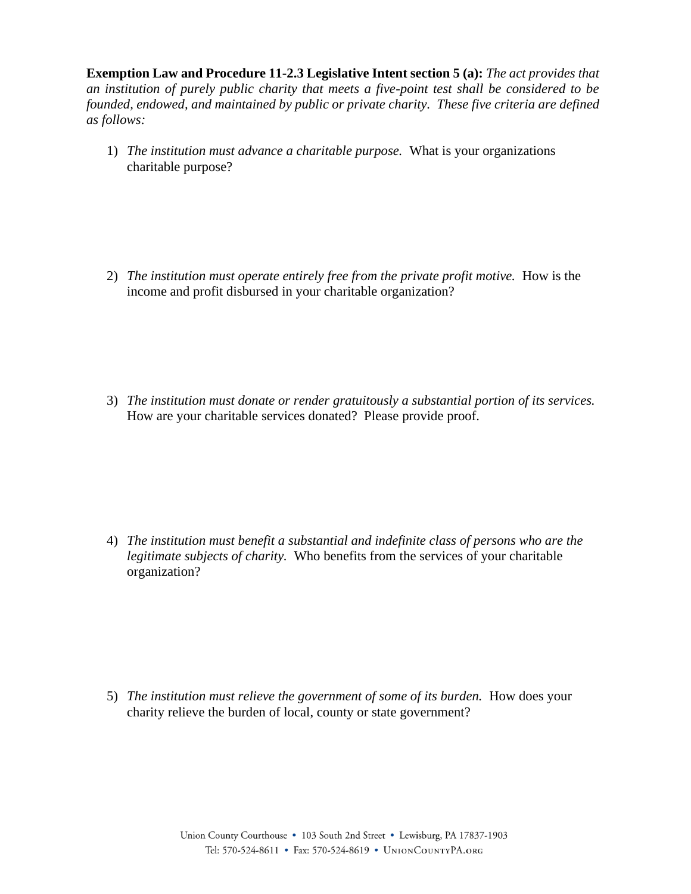**Exemption Law and Procedure 11-2.3 Legislative Intent section 5 (a):** *The act provides that an institution of purely public charity that meets a five-point test shall be considered to be founded, endowed, and maintained by public or private charity. These five criteria are defined as follows:*

1) *The institution must advance a charitable purpose.* What is your organizations charitable purpose?

2) *The institution must operate entirely free from the private profit motive.* How is the income and profit disbursed in your charitable organization?

3) *The institution must donate or render gratuitously a substantial portion of its services.* How are your charitable services donated? Please provide proof.

4) *The institution must benefit a substantial and indefinite class of persons who are the legitimate subjects of charity.* Who benefits from the services of your charitable organization?

5) *The institution must relieve the government of some of its burden.* How does your charity relieve the burden of local, county or state government?